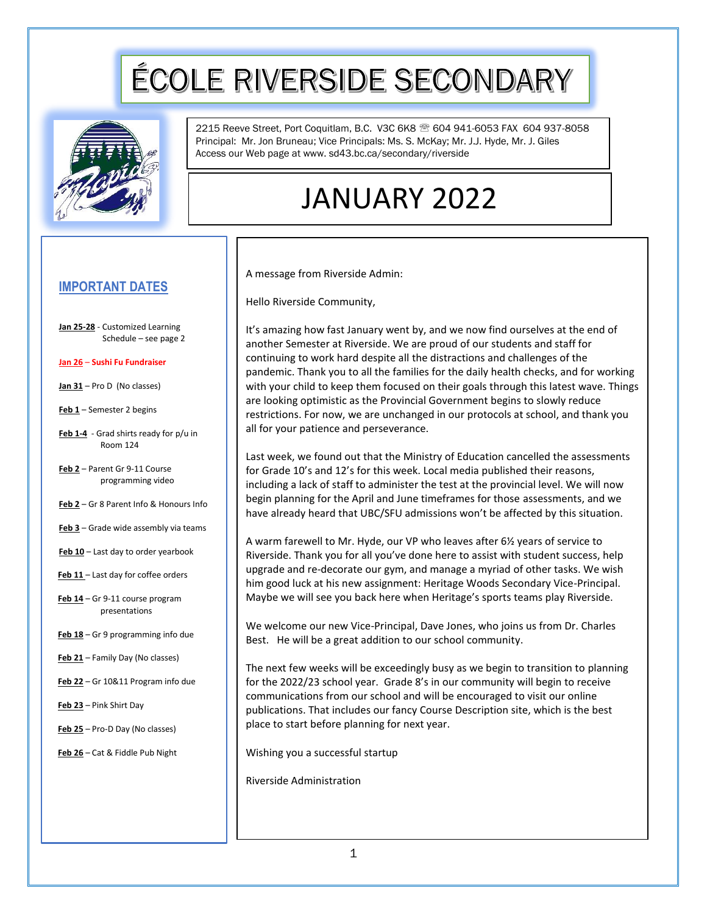# ÉCOLE RIVERSIDE SECONDARY

2215 Reeve Street, Port Coquitlam, B.C. V3C 6K8 ☏ 604 941-6053 FAX 604 937-8058
Principal: Mr. Jon Bruneau; Vice Principals: Ms. S. McKay; Mr. J.J. Hyde, Mr. J. Giles
Access our Web page at www. sd43.bc.ca/secondary/riverside

# JANUARY 2022

## IMPORTANT DATES

**Jan 25-28** - Customized Learning Schedule – see page 2

**Jan 26 – Sushi Fu Fundraiser**

**Jan 31** – Pro D (No classes)

**Feb 1** – Semester 2 begins

**Feb 1-4** - Grad shirts ready for p/u in Room 124

**Feb 2** – Parent Gr 9-11 Course programming video

**Feb 2** – Gr 8 Parent Info & Honours Info

**Feb 3** – Grade wide assembly via teams

**Feb 10** – Last day to order yearbook

**Feb 11** – Last day for coffee orders

**Feb 14** – Gr 9-11 course program presentations

**Feb 18** – Gr 9 programming info due

**Feb 21** – Family Day (No classes)

**Feb 22** – Gr 10&11 Program info due

**Feb 23** – Pink Shirt Day

**Feb 25** – Pro-D Day (No classes)

**Feb 26** – Cat & Fiddle Pub Night

A message from Riverside Admin:

Hello Riverside Community,

It's amazing how fast January went by, and we now find ourselves at the end of another Semester at Riverside. We are proud of our students and staff for continuing to work hard despite all the distractions and challenges of the pandemic. Thank you to all the families for the daily health checks, and for working with your child to keep them focused on their goals through this latest wave. Things are looking optimistic as the Provincial Government begins to slowly reduce restrictions. For now, we are unchanged in our protocols at school, and thank you all for your patience and perseverance.

Last week, we found out that the Ministry of Education cancelled the assessments for Grade 10's and 12's for this week. Local media published their reasons, including a lack of staff to administer the test at the provincial level. We will now begin planning for the April and June timeframes for those assessments, and we have already heard that UBC/SFU admissions won't be affected by this situation.

A warm farewell to Mr. Hyde, our VP who leaves after 6½ years of service to Riverside. Thank you for all you've done here to assist with student success, help upgrade and re-decorate our gym, and manage a myriad of other tasks. We wish him good luck at his new assignment: Heritage Woods Secondary Vice-Principal. Maybe we will see you back here when Heritage's sports teams play Riverside.

We welcome our new Vice-Principal, Dave Jones, who joins us from Dr. Charles Best. He will be a great addition to our school community.

The next few weeks will be exceedingly busy as we begin to transition to planning for the 2022/23 school year. Grade 8's in our community will begin to receive communications from our school and will be encouraged to visit our online publications. That includes our fancy Course Description site, which is the best place to start before planning for next year.

Wishing you a successful startup

Riverside Administration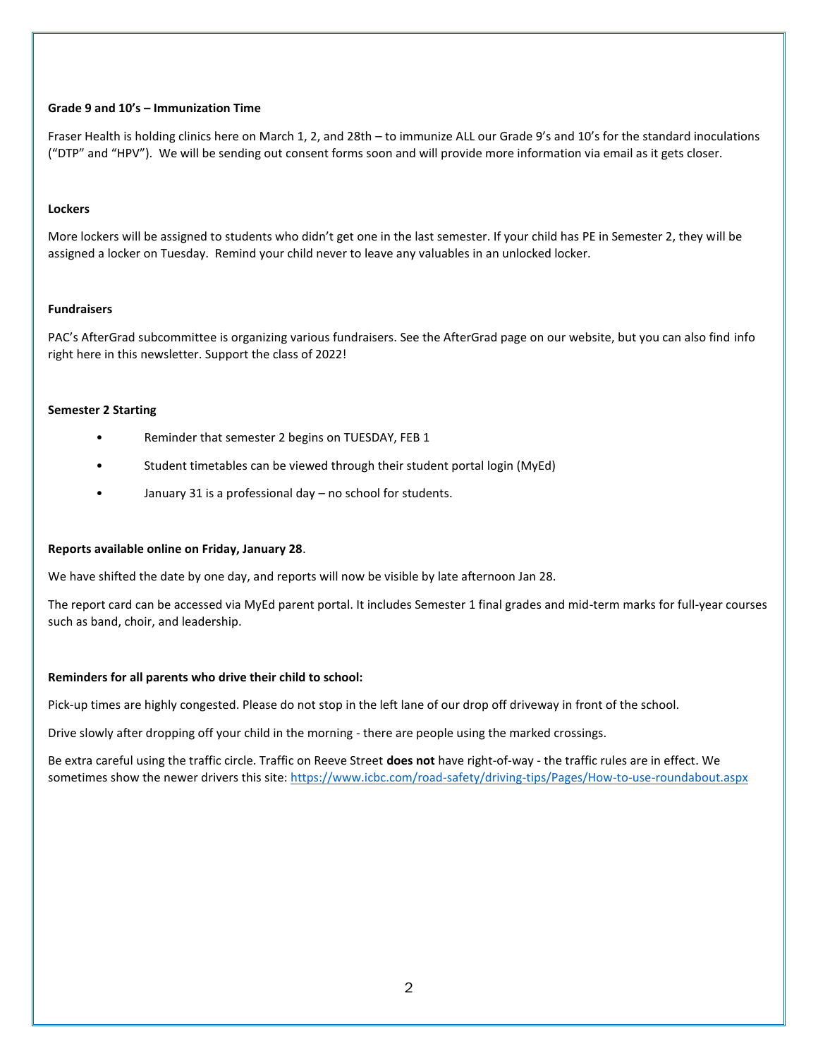**Grade 9 and 10's – Immunization Time**

Fraser Health is holding clinics here on March 1, 2, and 28th – to immunize ALL our Grade 9's and 10's for the standard inoculations ("DTP" and "HPV"). We will be sending out consent forms soon and will provide more information via email as it gets closer.

**Lockers**

More lockers will be assigned to students who didn't get one in the last semester. If your child has PE in Semester 2, they will be assigned a locker on Tuesday. Remind your child never to leave any valuables in an unlocked locker.

**Fundraisers**

PAC's AfterGrad subcommittee is organizing various fundraisers. See the AfterGrad page on our website, but you can also find info right here in this newsletter. Support the class of 2022!

**Semester 2 Starting**

- Reminder that semester 2 begins on TUESDAY, FEB 1
- Student timetables can be viewed through their student portal login (MyEd)
- January 31 is a professional day – no school for students.

**Reports available online on Friday, January 28**.

We have shifted the date by one day, and reports will now be visible by late afternoon Jan 28.

The report card can be accessed via MyEd parent portal. It includes Semester 1 final grades and mid-term marks for full-year courses such as band, choir, and leadership.

**Reminders for all parents who drive their child to school:**

Pick-up times are highly congested. Please do not stop in the left lane of our drop off driveway in front of the school.

Drive slowly after dropping off your child in the morning - there are people using the marked crossings.

Be extra careful using the traffic circle. Traffic on Reeve Street **does not** have right-of-way - the traffic rules are in effect. We sometimes show the newer drivers this site: https://www.icbc.com/road-safety/driving-tips/Pages/How-to-use-roundabout.aspx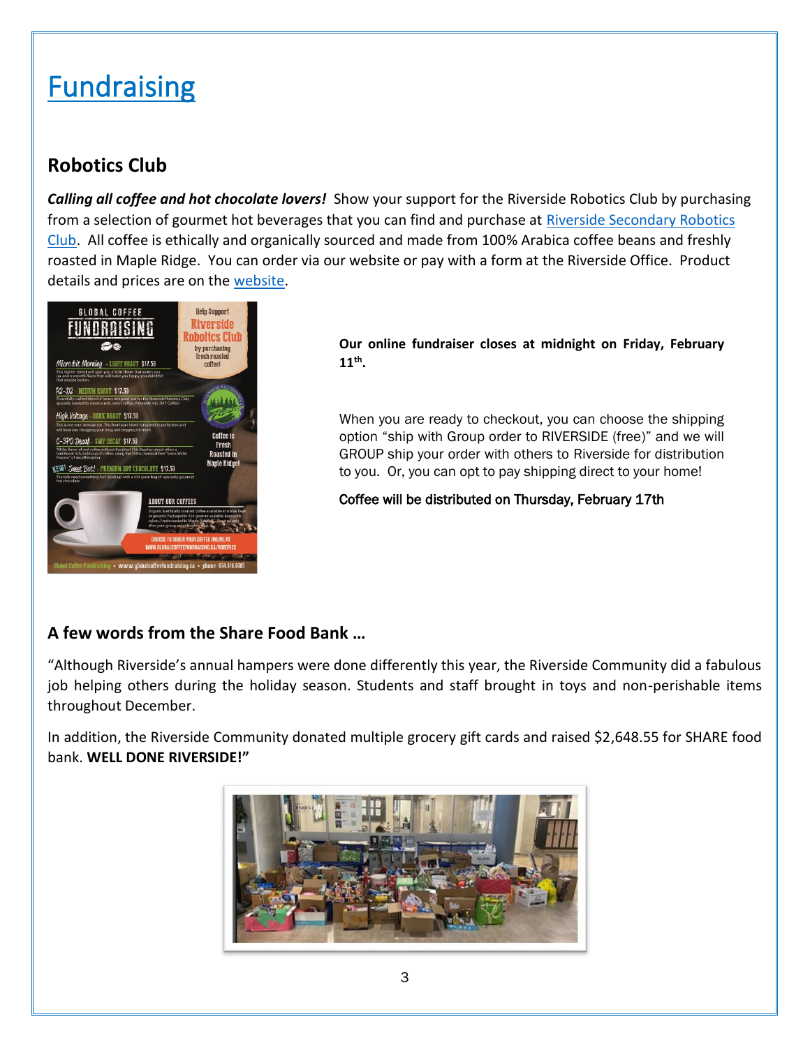# Fundraising

## Robotics Club

***Calling all coffee and hot chocolate lovers!*** Show your support for the Riverside Robotics Club by purchasing from a selection of gourmet hot beverages that you can find and purchase at Riverside Secondary Robotics Club. All coffee is ethically and organically sourced and made from 100% Arabica coffee beans and freshly roasted in Maple Ridge. You can order via our website or pay with a form at the Riverside Office. Product details and prices are on the website.

**Our online fundraiser closes at midnight on Friday, February 11th.**

When you are ready to checkout, you can choose the shipping option "ship with Group order to RIVERSIDE (free)" and we will GROUP ship your order with others to Riverside for distribution to you. Or, you can opt to pay shipping direct to your home!

Coffee will be distributed on Thursday, February 17th

## A few words from the Share Food Bank …

"Although Riverside's annual hampers were done differently this year, the Riverside Community did a fabulous job helping others during the holiday season. Students and staff brought in toys and non-perishable items throughout December.

In addition, the Riverside Community donated multiple grocery gift cards and raised $2,648.55 for SHARE food bank. **WELL DONE RIVERSIDE!"**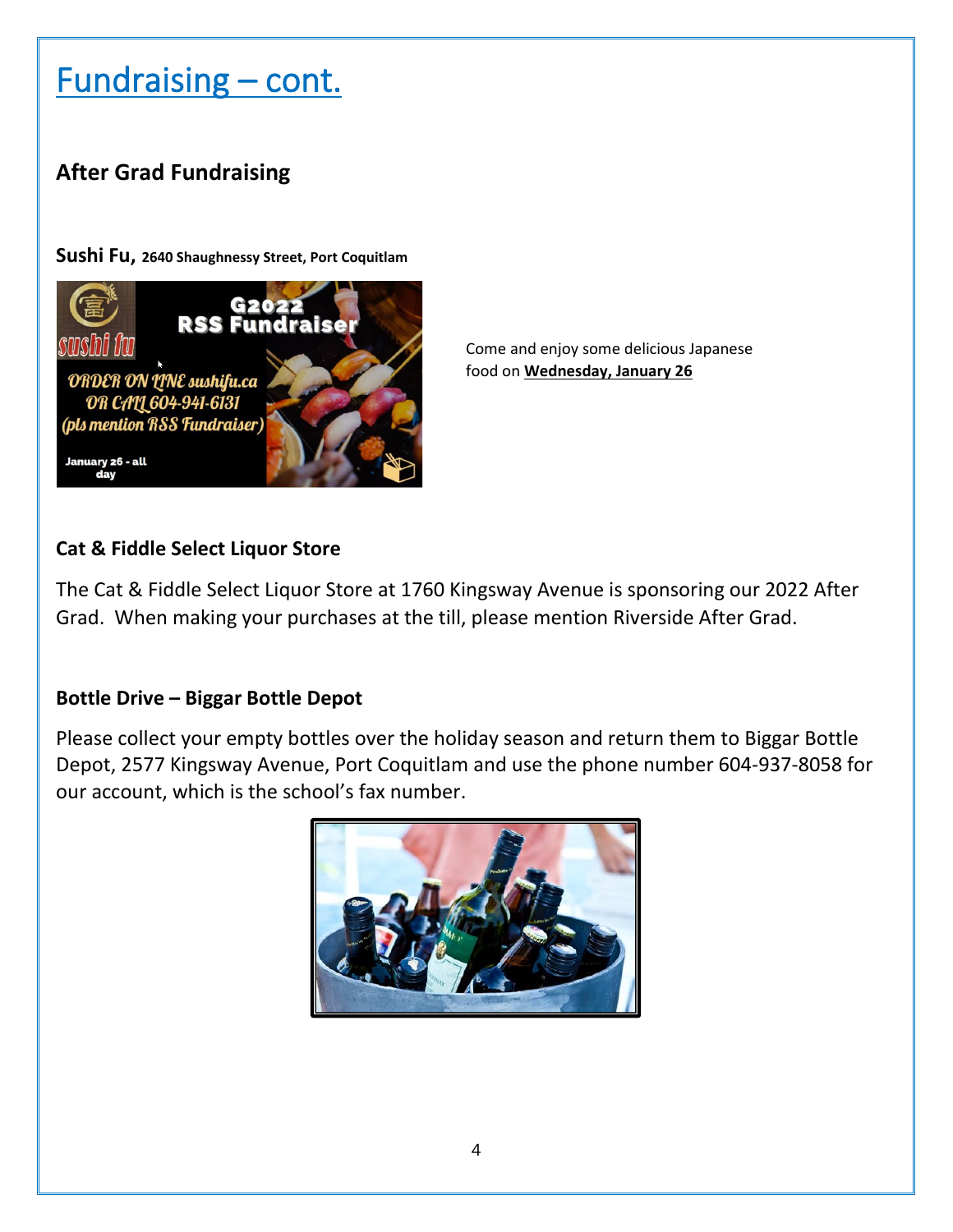# Fundraising – cont.

## After Grad Fundraising

**Sushi Fu,** **2640 Shaughnessy Street, Port Coquitlam**

Come and enjoy some delicious Japanese food on **Wednesday, January 26**

### Cat & Fiddle Select Liquor Store

The Cat & Fiddle Select Liquor Store at 1760 Kingsway Avenue is sponsoring our 2022 After Grad. When making your purchases at the till, please mention Riverside After Grad.

### Bottle Drive – Biggar Bottle Depot

Please collect your empty bottles over the holiday season and return them to Biggar Bottle Depot, 2577 Kingsway Avenue, Port Coquitlam and use the phone number 604-937-8058 for our account, which is the school's fax number.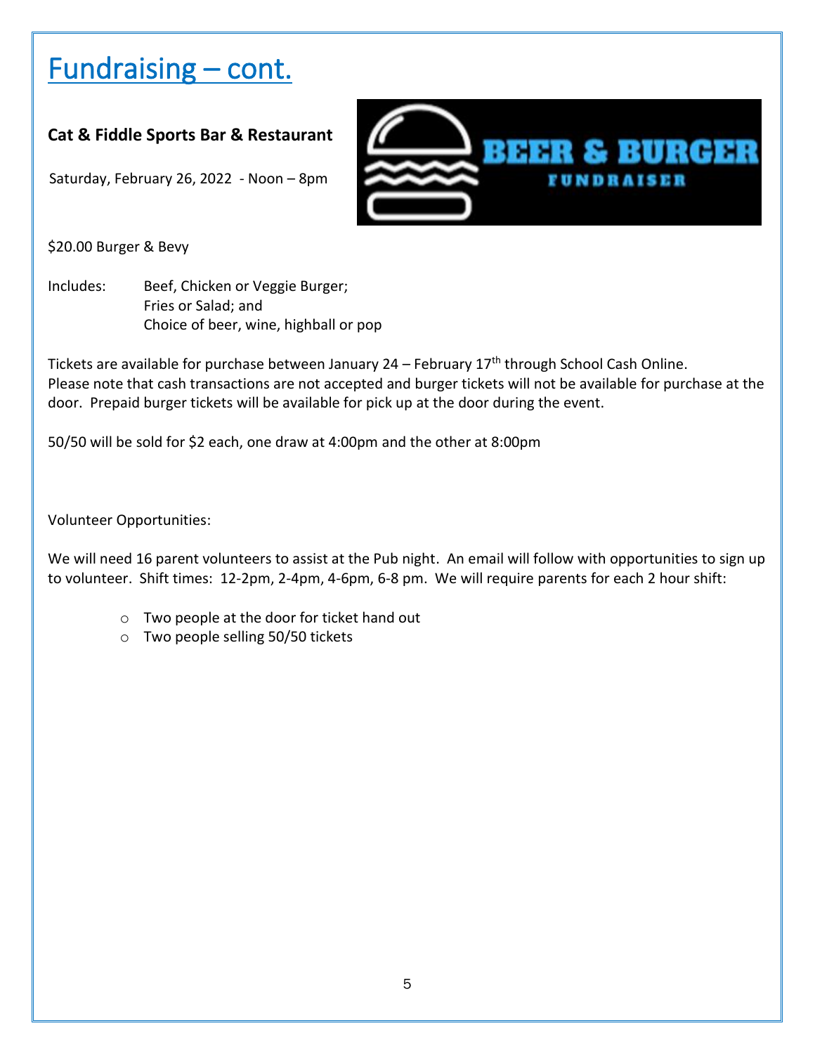# Fundraising – cont.

**Cat & Fiddle Sports Bar & Restaurant**

Saturday, February 26, 2022 - Noon – 8pm

$20.00 Burger & Bevy

Includes: Beef, Chicken or Veggie Burger;
Fries or Salad; and
Choice of beer, wine, highball or pop

Tickets are available for purchase between January 24 – February 17th through School Cash Online. Please note that cash transactions are not accepted and burger tickets will not be available for purchase at the door. Prepaid burger tickets will be available for pick up at the door during the event.

50/50 will be sold for $2 each, one draw at 4:00pm and the other at 8:00pm

Volunteer Opportunities:

We will need 16 parent volunteers to assist at the Pub night. An email will follow with opportunities to sign up to volunteer. Shift times: 12-2pm, 2-4pm, 4-6pm, 6-8 pm. We will require parents for each 2 hour shift:

- Two people at the door for ticket hand out
- Two people selling 50/50 tickets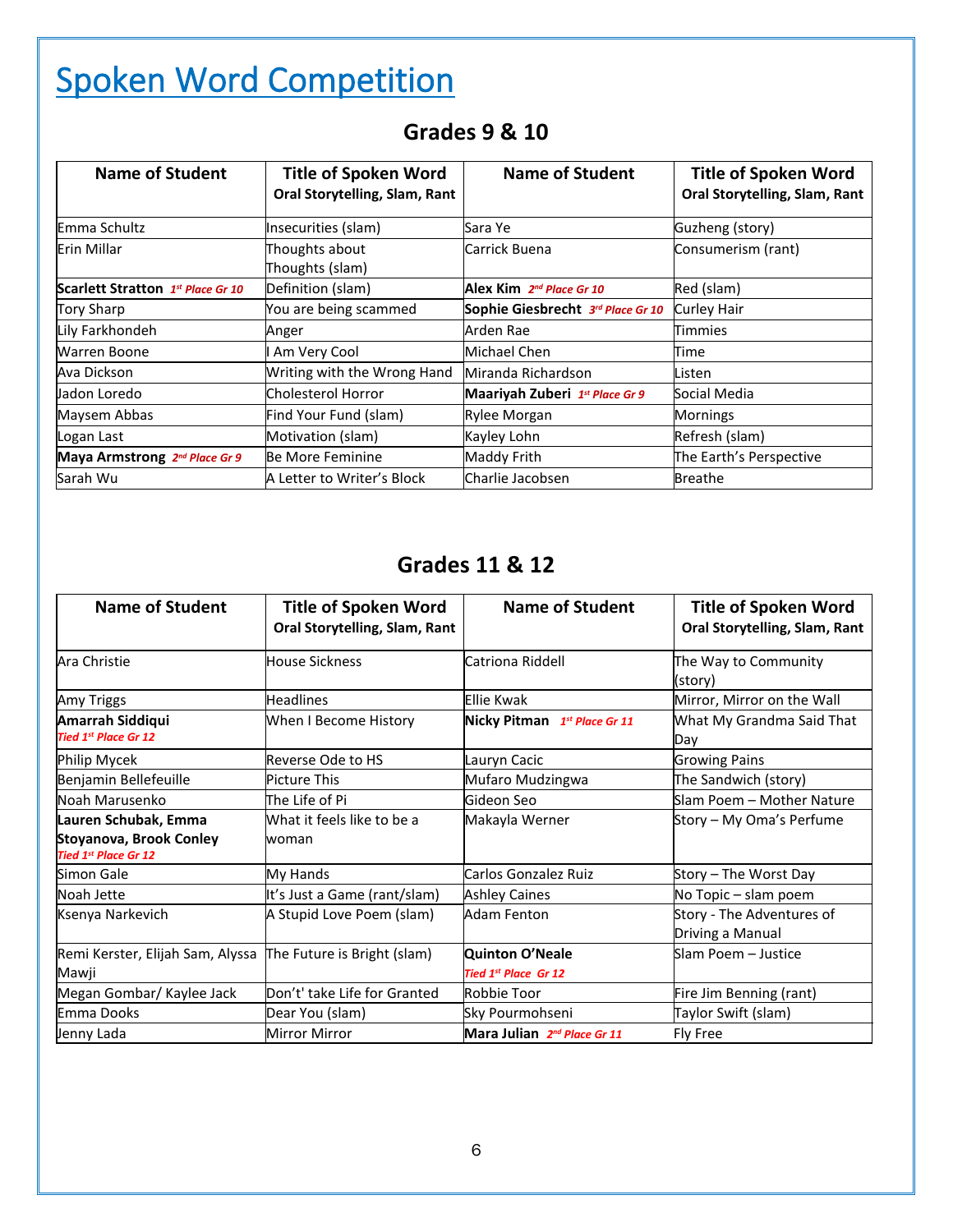# Spoken Word Competition

## Grades 9 & 10

| Name of Student | Title of Spoken Word Oral Storytelling, Slam, Rant | Name of Student | Title of Spoken Word Oral Storytelling, Slam, Rant |
|---|---|---|---|
| Emma Schultz | Insecurities (slam) | Sara Ye | Guzheng (story) |
| Erin Millar | Thoughts about Thoughts (slam) | Carrick Buena | Consumerism (rant) |
| **Scarlett Stratton** *1st Place Gr 10* | Definition (slam) | **Alex Kim** *2nd Place Gr 10* | Red (slam) |
| Tory Sharp | You are being scammed | **Sophie Giesbrecht** *3rd Place Gr 10* | Curley Hair |
| Lily Farkhondeh | Anger | Arden Rae | Timmies |
| Warren Boone | I Am Very Cool | Michael Chen | Time |
| Ava Dickson | Writing with the Wrong Hand | Miranda Richardson | Listen |
| Jadon Loredo | Cholesterol Horror | **Maariyah Zuberi** *1st Place Gr 9* | Social Media |
| Maysem Abbas | Find Your Fund (slam) | Rylee Morgan | Mornings |
| Logan Last | Motivation (slam) | Kayley Lohn | Refresh (slam) |
| **Maya Armstrong** *2nd Place Gr 9* | Be More Feminine | Maddy Frith | The Earth's Perspective |
| Sarah Wu | A Letter to Writer's Block | Charlie Jacobsen | Breathe |

## Grades 11 & 12

| Name of Student | Title of Spoken Word Oral Storytelling, Slam, Rant | Name of Student | Title of Spoken Word Oral Storytelling, Slam, Rant |
|---|---|---|---|
| Ara Christie | House Sickness | Catriona Riddell | The Way to Community (story) |
| Amy Triggs | Headlines | Ellie Kwak | Mirror, Mirror on the Wall |
| **Amarrah Siddiqui** *Tied 1st Place Gr 12* | When I Become History | **Nicky Pitman** *1st Place Gr 11* | What My Grandma Said That Day |
| Philip Mycek | Reverse Ode to HS | Lauryn Cacic | Growing Pains |
| Benjamin Bellefeuille | Picture This | Mufaro Mudzingwa | The Sandwich (story) |
| Noah Marusenko | The Life of Pi | Gideon Seo | Slam Poem – Mother Nature |
| **Lauren Schubak, Emma Stoyanova, Brook Conley** *Tied 1st Place Gr 12* | What it feels like to be a woman | Makayla Werner | Story – My Oma's Perfume |
| Simon Gale | My Hands | Carlos Gonzalez Ruiz | Story – The Worst Day |
| Noah Jette | It's Just a Game (rant/slam) | Ashley Caines | No Topic – slam poem |
| Ksenya Narkevich | A Stupid Love Poem (slam) | Adam Fenton | Story - The Adventures of Driving a Manual |
| Remi Kerster, Elijah Sam, Alyssa Mawji | The Future is Bright (slam) | **Quinton O'Neale** *Tied 1st Place Gr 12* | Slam Poem – Justice |
| Megan Gombar/ Kaylee Jack | Don't' take Life for Granted | Robbie Toor | Fire Jim Benning (rant) |
| Emma Dooks | Dear You (slam) | Sky Pourmohseni | Taylor Swift (slam) |
| Jenny Lada | Mirror Mirror | **Mara Julian** *2nd Place Gr 11* | Fly Free |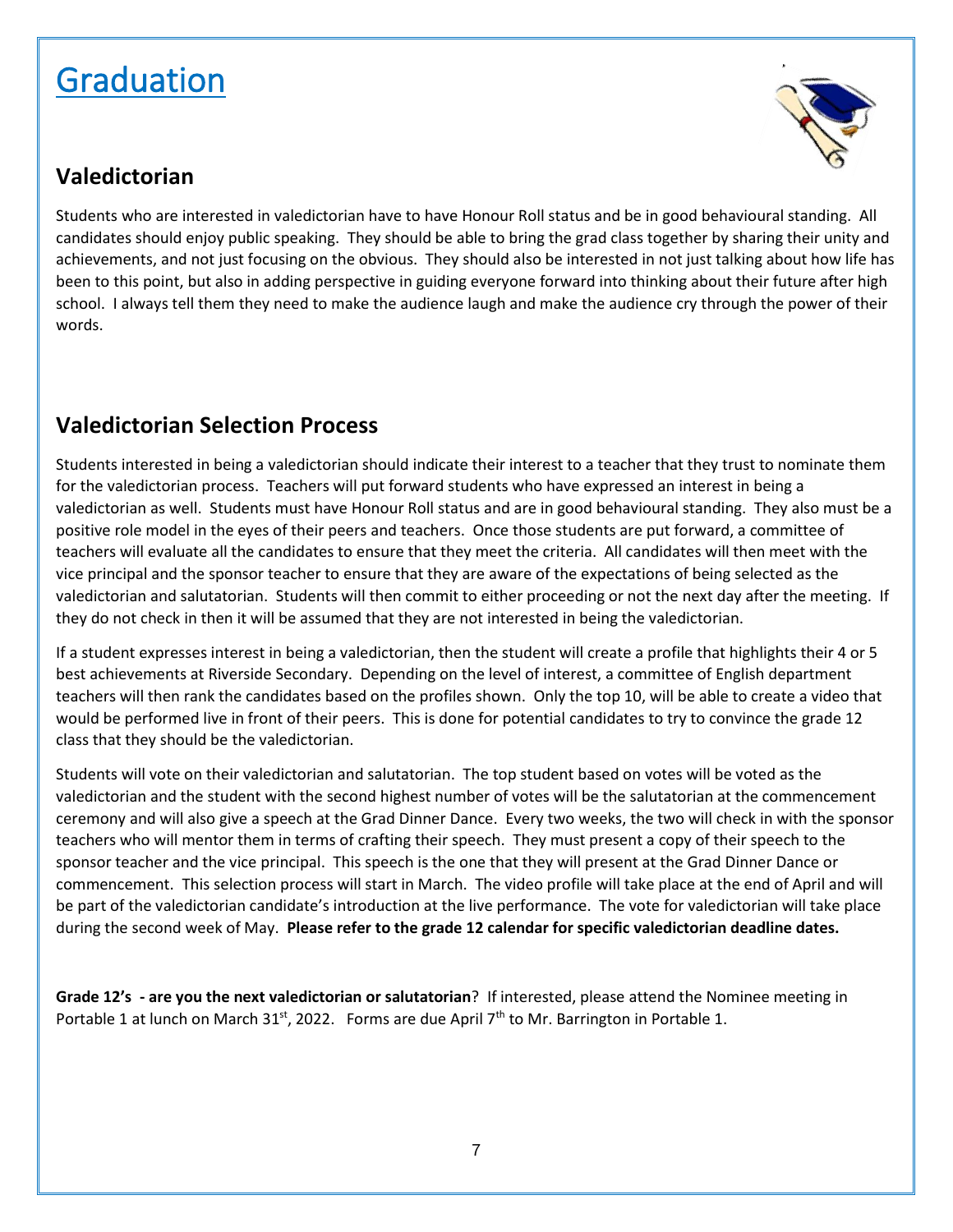# Graduation

## Valedictorian

Students who are interested in valedictorian have to have Honour Roll status and be in good behavioural standing. All candidates should enjoy public speaking. They should be able to bring the grad class together by sharing their unity and achievements, and not just focusing on the obvious. They should also be interested in not just talking about how life has been to this point, but also in adding perspective in guiding everyone forward into thinking about their future after high school. I always tell them they need to make the audience laugh and make the audience cry through the power of their words.

## Valedictorian Selection Process

Students interested in being a valedictorian should indicate their interest to a teacher that they trust to nominate them for the valedictorian process. Teachers will put forward students who have expressed an interest in being a valedictorian as well. Students must have Honour Roll status and are in good behavioural standing. They also must be a positive role model in the eyes of their peers and teachers. Once those students are put forward, a committee of teachers will evaluate all the candidates to ensure that they meet the criteria. All candidates will then meet with the vice principal and the sponsor teacher to ensure that they are aware of the expectations of being selected as the valedictorian and salutatorian. Students will then commit to either proceeding or not the next day after the meeting. If they do not check in then it will be assumed that they are not interested in being the valedictorian.

If a student expresses interest in being a valedictorian, then the student will create a profile that highlights their 4 or 5 best achievements at Riverside Secondary. Depending on the level of interest, a committee of English department teachers will then rank the candidates based on the profiles shown. Only the top 10, will be able to create a video that would be performed live in front of their peers. This is done for potential candidates to try to convince the grade 12 class that they should be the valedictorian.

Students will vote on their valedictorian and salutatorian. The top student based on votes will be voted as the valedictorian and the student with the second highest number of votes will be the salutatorian at the commencement ceremony and will also give a speech at the Grad Dinner Dance. Every two weeks, the two will check in with the sponsor teachers who will mentor them in terms of crafting their speech. They must present a copy of their speech to the sponsor teacher and the vice principal. This speech is the one that they will present at the Grad Dinner Dance or commencement. This selection process will start in March. The video profile will take place at the end of April and will be part of the valedictorian candidate's introduction at the live performance. The vote for valedictorian will take place during the second week of May. **Please refer to the grade 12 calendar for specific valedictorian deadline dates.**

**Grade 12's - are you the next valedictorian or salutatorian**? If interested, please attend the Nominee meeting in Portable 1 at lunch on March 31st, 2022. Forms are due April 7th to Mr. Barrington in Portable 1.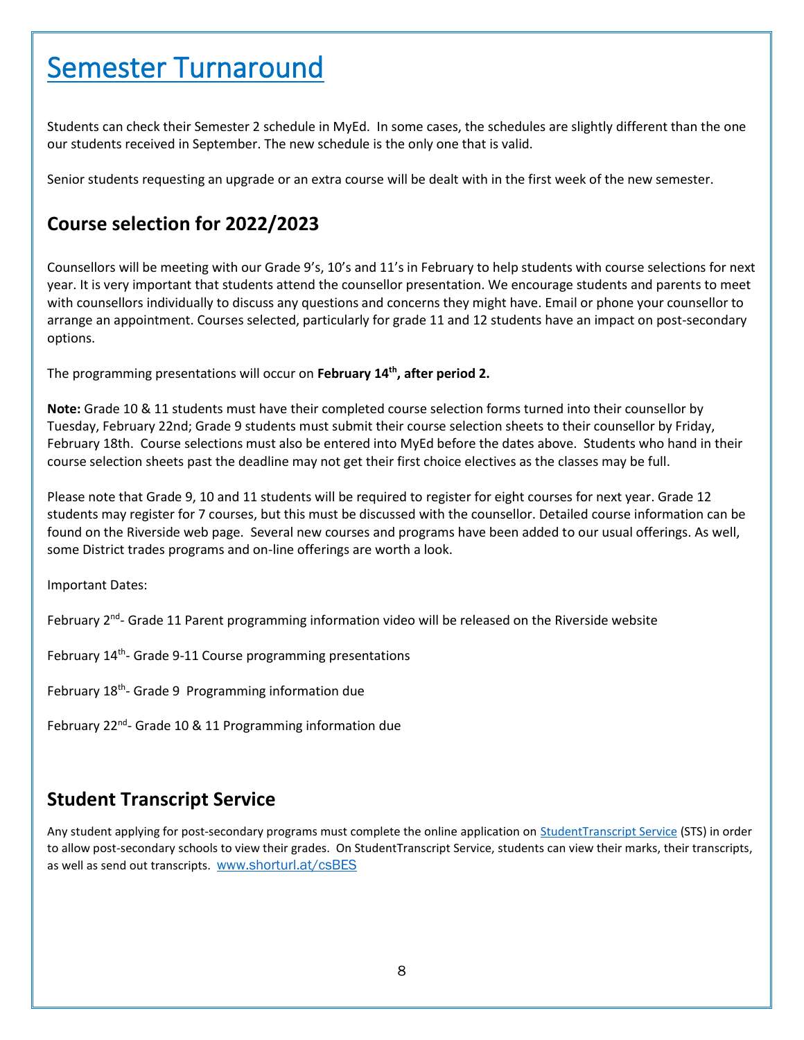# Semester Turnaround

Students can check their Semester 2 schedule in MyEd. In some cases, the schedules are slightly different than the one our students received in September. The new schedule is the only one that is valid.

Senior students requesting an upgrade or an extra course will be dealt with in the first week of the new semester.

## Course selection for 2022/2023

Counsellors will be meeting with our Grade 9's, 10's and 11's in February to help students with course selections for next year. It is very important that students attend the counsellor presentation. We encourage students and parents to meet with counsellors individually to discuss any questions and concerns they might have. Email or phone your counsellor to arrange an appointment. Courses selected, particularly for grade 11 and 12 students have an impact on post-secondary options.

The programming presentations will occur on **February 14th, after period 2.**

**Note:** Grade 10 & 11 students must have their completed course selection forms turned into their counsellor by Tuesday, February 22nd; Grade 9 students must submit their course selection sheets to their counsellor by Friday, February 18th. Course selections must also be entered into MyEd before the dates above. Students who hand in their course selection sheets past the deadline may not get their first choice electives as the classes may be full.

Please note that Grade 9, 10 and 11 students will be required to register for eight courses for next year. Grade 12 students may register for 7 courses, but this must be discussed with the counsellor. Detailed course information can be found on the Riverside web page. Several new courses and programs have been added to our usual offerings. As well, some District trades programs and on-line offerings are worth a look.

Important Dates:

February 2nd- Grade 11 Parent programming information video will be released on the Riverside website

February 14th- Grade 9-11 Course programming presentations

February 18th- Grade 9 Programming information due

February 22nd- Grade 10 & 11 Programming information due

## Student Transcript Service

Any student applying for post-secondary programs must complete the online application on StudentTranscript Service (STS) in order to allow post-secondary schools to view their grades. On StudentTranscript Service, students can view their marks, their transcripts, as well as send out transcripts. www.shorturl.at/csBES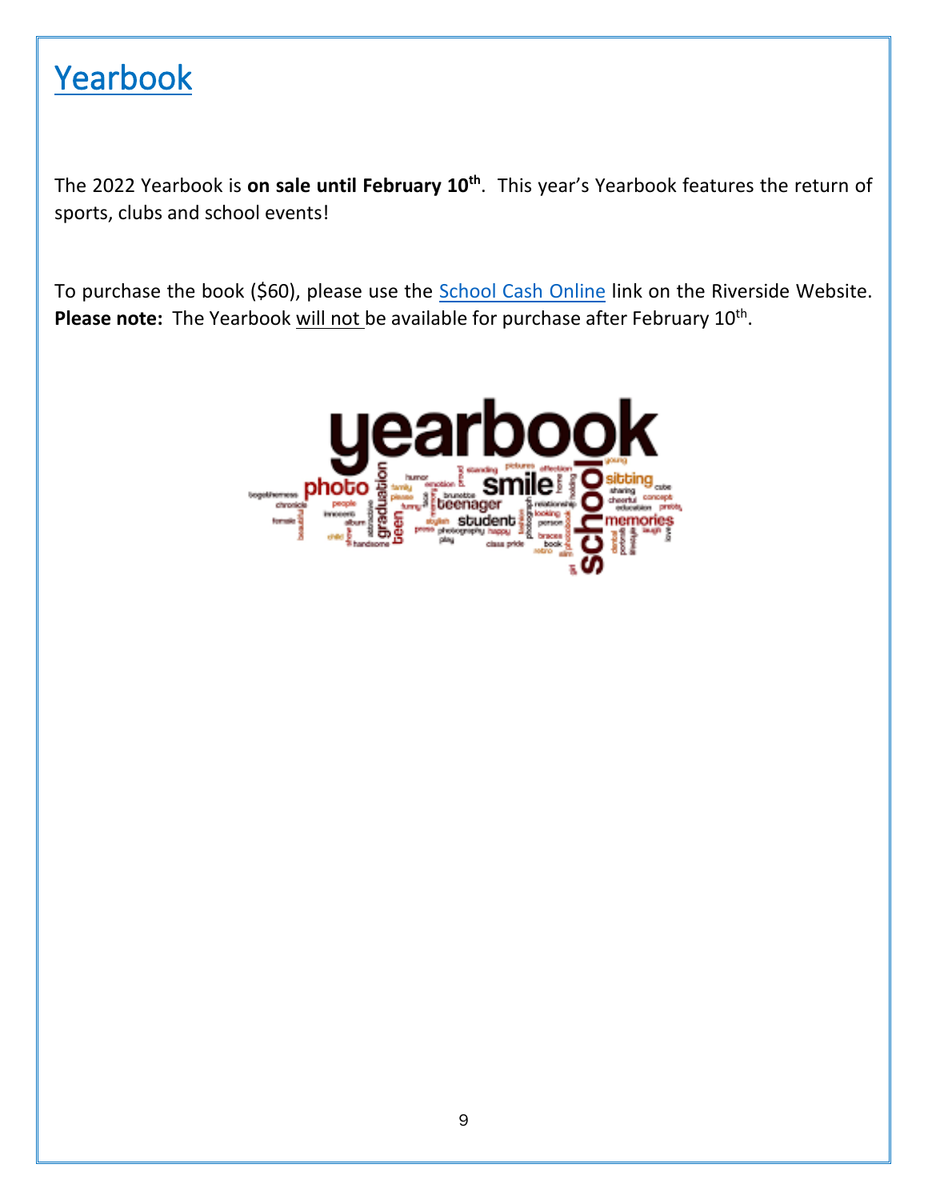# Yearbook

The 2022 Yearbook is **on sale until February 10th**. This year's Yearbook features the return of sports, clubs and school events!

To purchase the book ($60), please use the School Cash Online link on the Riverside Website. **Please note:** The Yearbook will not be available for purchase after February 10th.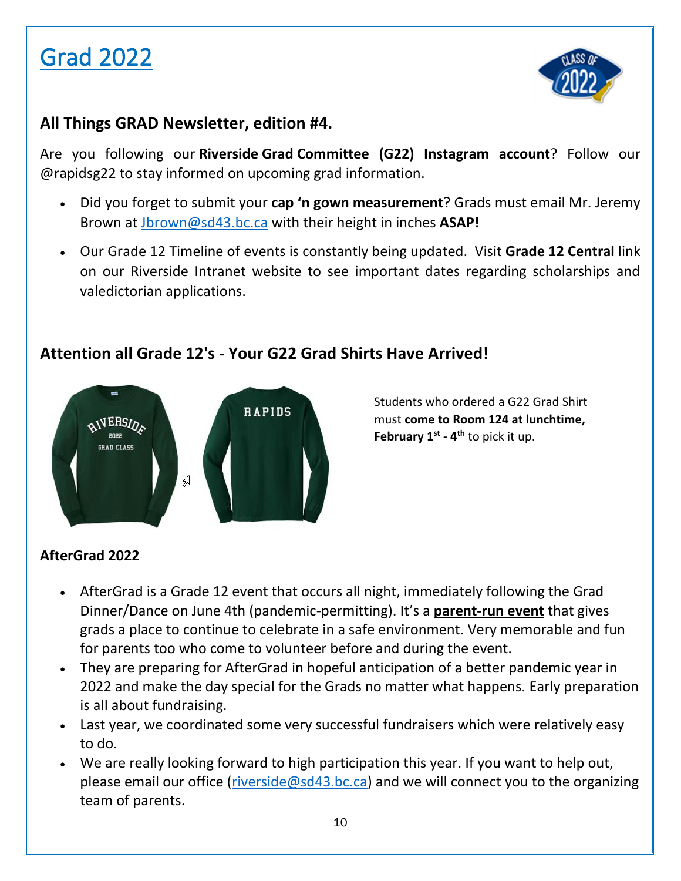# Grad 2022

## All Things GRAD Newsletter, edition #4.

Are you following our **Riverside Grad Committee (G22) Instagram account**? Follow our @rapidsg22 to stay informed on upcoming grad information.

- Did you forget to submit your **cap 'n gown measurement**? Grads must email Mr. Jeremy Brown at Jbrown@sd43.bc.ca with their height in inches **ASAP!**
- Our Grade 12 Timeline of events is constantly being updated. Visit **Grade 12 Central** link on our Riverside Intranet website to see important dates regarding scholarships and valedictorian applications.

## Attention all Grade 12's - Your G22 Grad Shirts Have Arrived!

Students who ordered a G22 Grad Shirt must **come to Room 124 at lunchtime, February 1st - 4th** to pick it up.

### AfterGrad 2022

- AfterGrad is a Grade 12 event that occurs all night, immediately following the Grad Dinner/Dance on June 4th (pandemic-permitting). It's a **parent-run event** that gives grads a place to continue to celebrate in a safe environment. Very memorable and fun for parents too who come to volunteer before and during the event.
- They are preparing for AfterGrad in hopeful anticipation of a better pandemic year in 2022 and make the day special for the Grads no matter what happens. Early preparation is all about fundraising.
- Last year, we coordinated some very successful fundraisers which were relatively easy to do.
- We are really looking forward to high participation this year. If you want to help out, please email our office (riverside@sd43.bc.ca) and we will connect you to the organizing team of parents.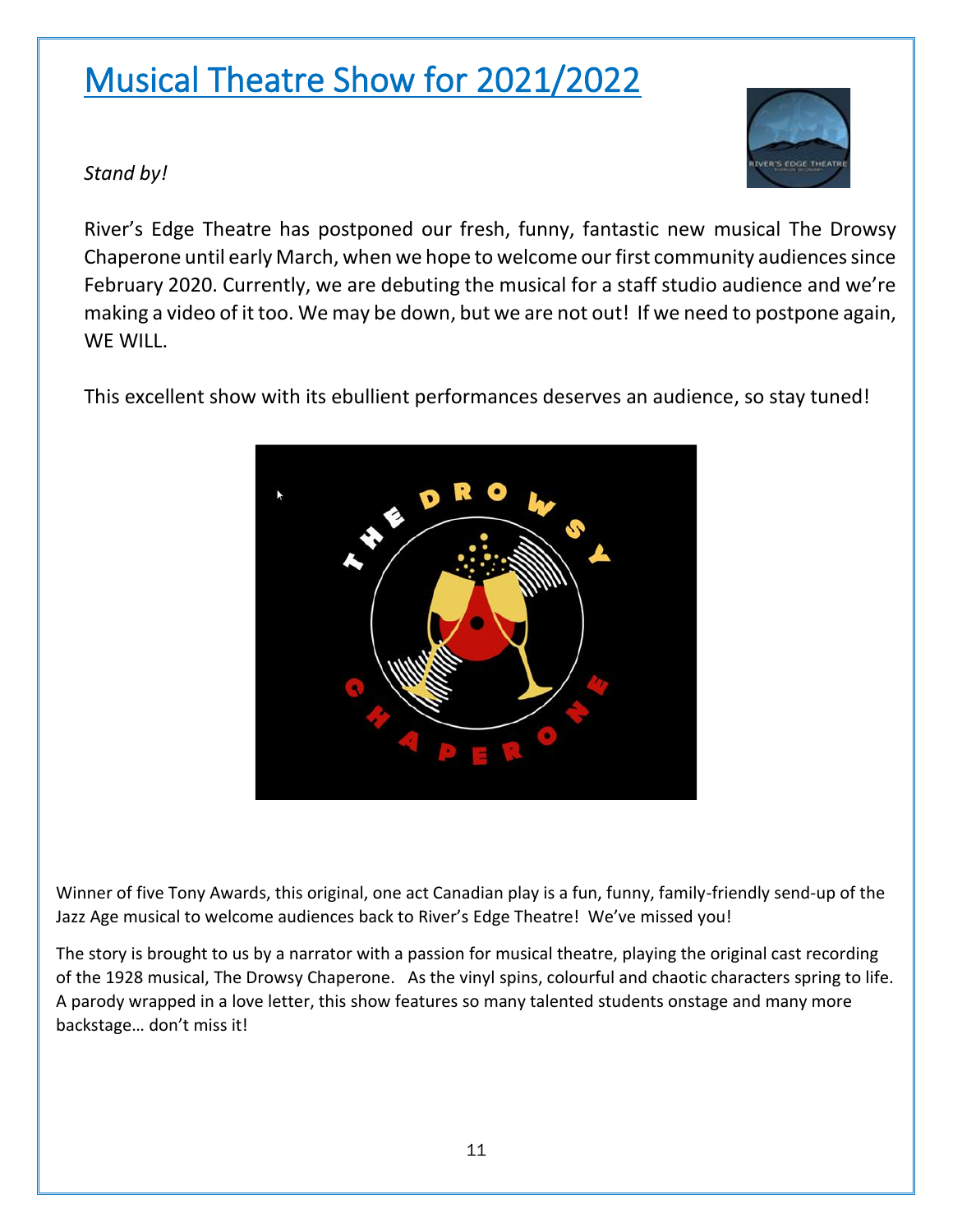# Musical Theatre Show for 2021/2022

*Stand by!*

River's Edge Theatre has postponed our fresh, funny, fantastic new musical The Drowsy Chaperone until early March, when we hope to welcome our first community audiences since February 2020. Currently, we are debuting the musical for a staff studio audience and we're making a video of it too. We may be down, but we are not out! If we need to postpone again, WE WILL.

This excellent show with its ebullient performances deserves an audience, so stay tuned!

Winner of five Tony Awards, this original, one act Canadian play is a fun, funny, family-friendly send-up of the Jazz Age musical to welcome audiences back to River's Edge Theatre! We've missed you!

The story is brought to us by a narrator with a passion for musical theatre, playing the original cast recording of the 1928 musical, The Drowsy Chaperone. As the vinyl spins, colourful and chaotic characters spring to life. A parody wrapped in a love letter, this show features so many talented students onstage and many more backstage… don't miss it!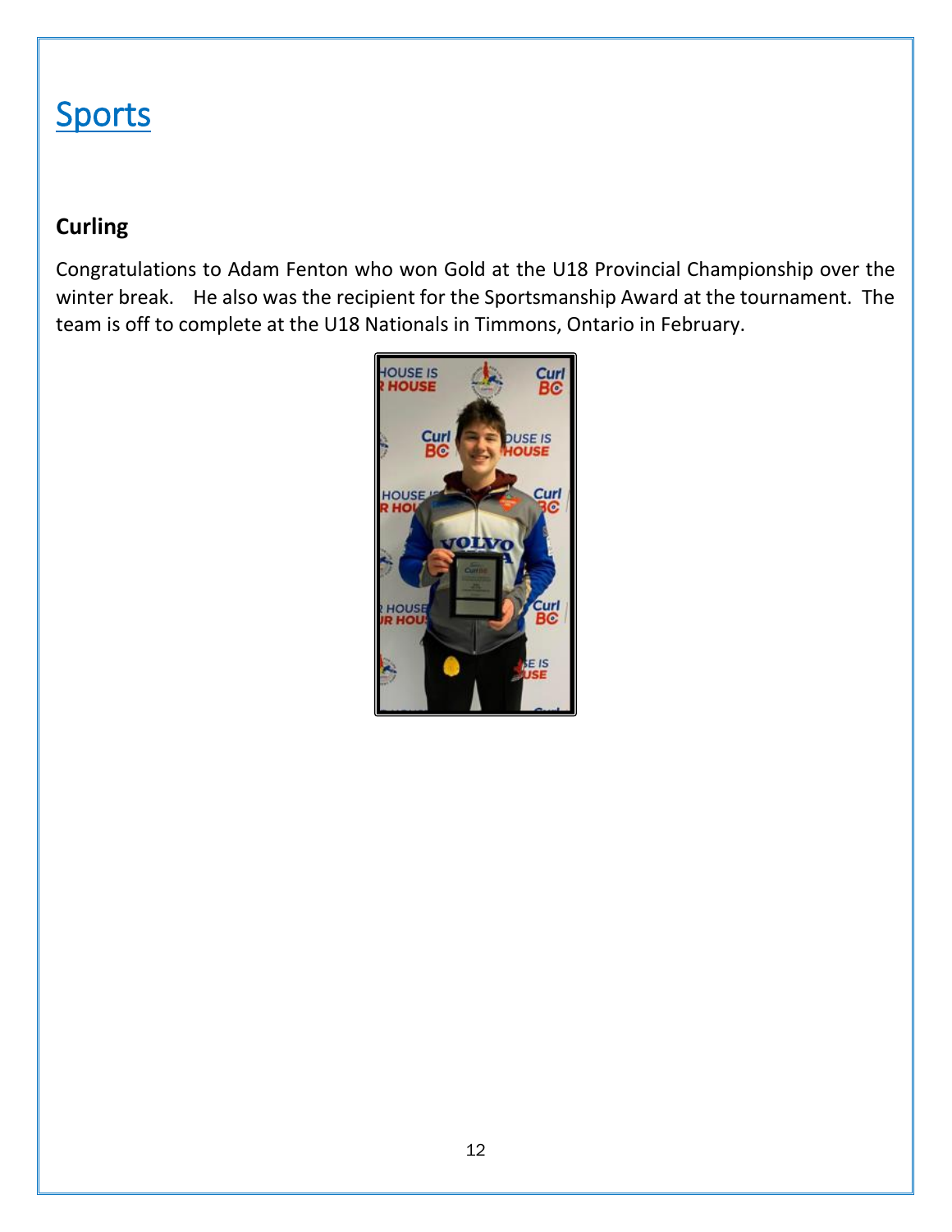# Sports

## Curling

Congratulations to Adam Fenton who won Gold at the U18 Provincial Championship over the winter break.  He also was the recipient for the Sportsmanship Award at the tournament. The team is off to complete at the U18 Nationals in Timmons, Ontario in February.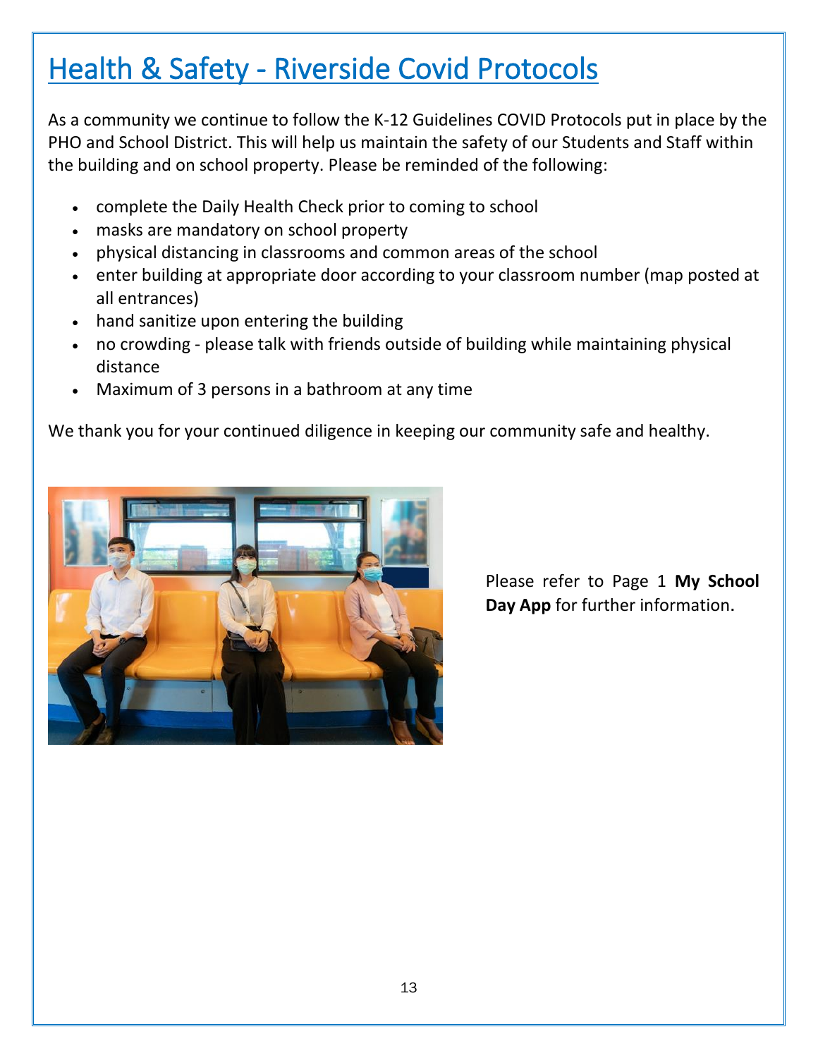# Health & Safety - Riverside Covid Protocols

As a community we continue to follow the K-12 Guidelines COVID Protocols put in place by the PHO and School District. This will help us maintain the safety of our Students and Staff within the building and on school property. Please be reminded of the following:

- complete the Daily Health Check prior to coming to school
- masks are mandatory on school property
- physical distancing in classrooms and common areas of the school
- enter building at appropriate door according to your classroom number (map posted at all entrances)
- hand sanitize upon entering the building
- no crowding - please talk with friends outside of building while maintaining physical distance
- Maximum of 3 persons in a bathroom at any time

We thank you for your continued diligence in keeping our community safe and healthy.

Please refer to Page 1 **My School Day App** for further information.